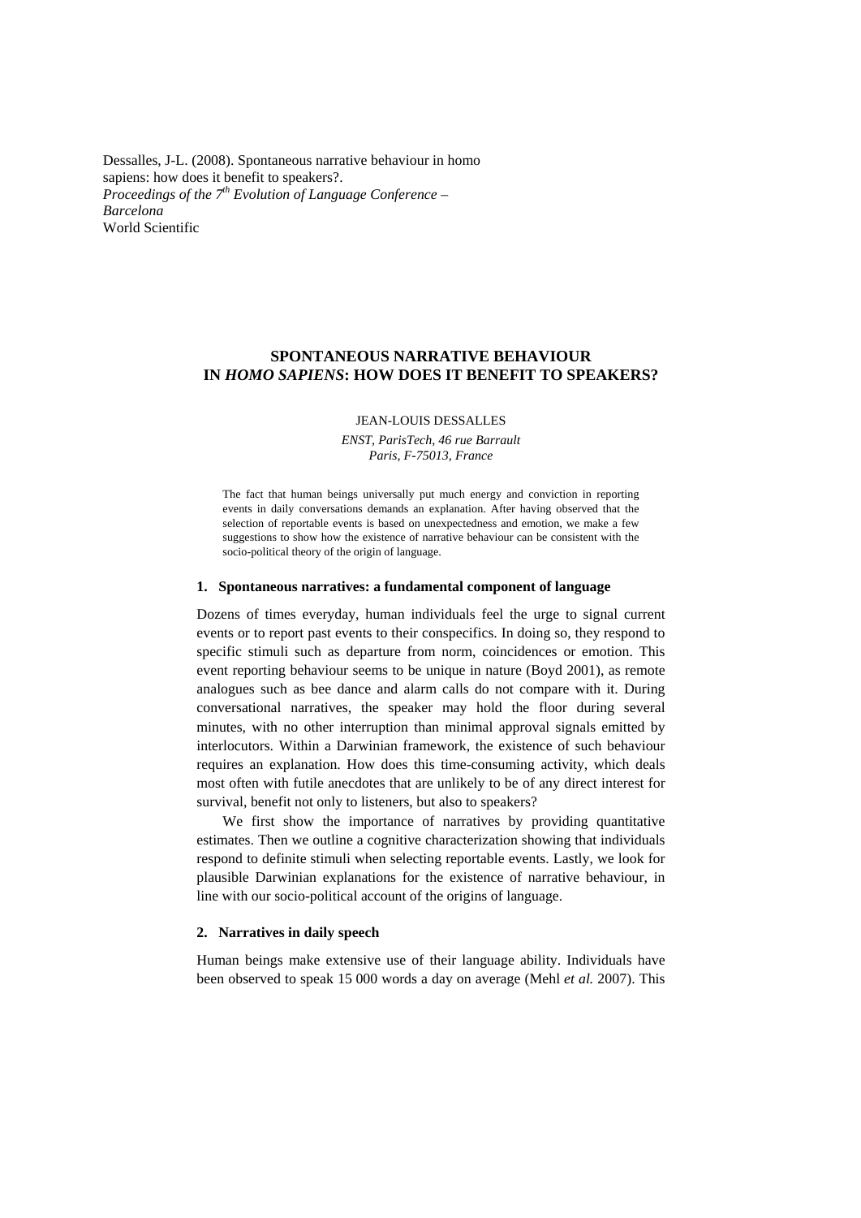Dessalles, J-L. (2008). Spontaneous narrative behaviour in homo sapiens: how does it benefit to speakers?.
*Proceedings of the 7th Evolution of Language Conference – Barcelona*
World Scientific

# SPONTANEOUS NARRATIVE BEHAVIOUR IN *HOMO SAPIENS*: HOW DOES IT BENEFIT TO SPEAKERS?

JEAN-LOUIS DESSALLES

*ENST, ParisTech, 46 rue Barrault*
*Paris, F-75013, France*

The fact that human beings universally put much energy and conviction in reporting events in daily conversations demands an explanation. After having observed that the selection of reportable events is based on unexpectedness and emotion, we make a few suggestions to show how the existence of narrative behaviour can be consistent with the socio-political theory of the origin of language.

## 1. Spontaneous narratives: a fundamental component of language

Dozens of times everyday, human individuals feel the urge to signal current events or to report past events to their conspecifics. In doing so, they respond to specific stimuli such as departure from norm, coincidences or emotion. This event reporting behaviour seems to be unique in nature (Boyd 2001), as remote analogues such as bee dance and alarm calls do not compare with it. During conversational narratives, the speaker may hold the floor during several minutes, with no other interruption than minimal approval signals emitted by interlocutors. Within a Darwinian framework, the existence of such behaviour requires an explanation. How does this time-consuming activity, which deals most often with futile anecdotes that are unlikely to be of any direct interest for survival, benefit not only to listeners, but also to speakers?

We first show the importance of narratives by providing quantitative estimates. Then we outline a cognitive characterization showing that individuals respond to definite stimuli when selecting reportable events. Lastly, we look for plausible Darwinian explanations for the existence of narrative behaviour, in line with our socio-political account of the origins of language.

## 2. Narratives in daily speech

Human beings make extensive use of their language ability. Individuals have been observed to speak 15 000 words a day on average (Mehl *et al.* 2007). This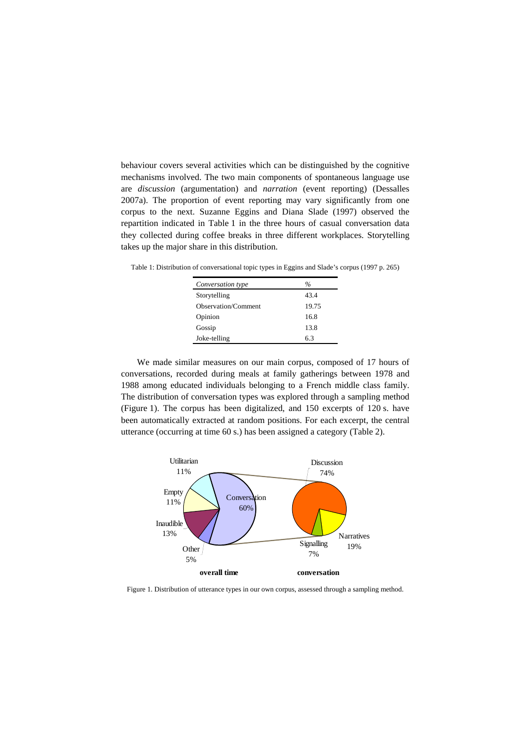behaviour covers several activities which can be distinguished by the cognitive mechanisms involved. The two main components of spontaneous language use are *discussion* (argumentation) and *narration* (event reporting) (Dessalles 2007a). The proportion of event reporting may vary significantly from one corpus to the next. Suzanne Eggins and Diana Slade (1997) observed the repartition indicated in Table 1 in the three hours of casual conversation data they collected during coffee breaks in three different workplaces. Storytelling takes up the major share in this distribution.

Table 1: Distribution of conversational topic types in Eggins and Slade's corpus (1997 p. 265)

| *Conversation type* | *%* |
|---|---|
| Storytelling | 43.4 |
| Observation/Comment | 19.75 |
| Opinion | 16.8 |
| Gossip | 13.8 |
| Joke-telling | 6.3 |

We made similar measures on our main corpus, composed of 17 hours of conversations, recorded during meals at family gatherings between 1978 and 1988 among educated individuals belonging to a French middle class family. The distribution of conversation types was explored through a sampling method (Figure 1). The corpus has been digitalized, and 150 excerpts of 120 s. have been automatically extracted at random positions. For each excerpt, the central utterance (occurring at time 60 s.) has been assigned a category (Table 2).

Figure 1. Distribution of utterance types in our own corpus, assessed through a sampling method.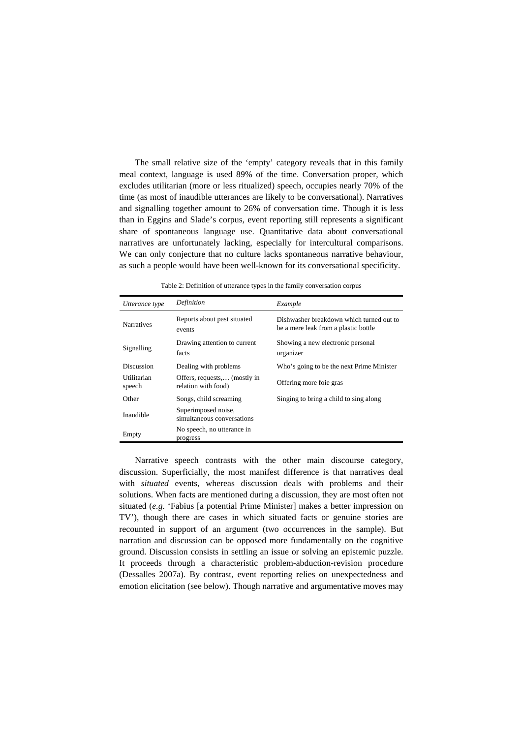The small relative size of the 'empty' category reveals that in this family meal context, language is used 89% of the time. Conversation proper, which excludes utilitarian (more or less ritualized) speech, occupies nearly 70% of the time (as most of inaudible utterances are likely to be conversational). Narratives and signalling together amount to 26% of conversation time. Though it is less than in Eggins and Slade's corpus, event reporting still represents a significant share of spontaneous language use. Quantitative data about conversational narratives are unfortunately lacking, especially for intercultural comparisons. We can only conjecture that no culture lacks spontaneous narrative behaviour, as such a people would have been well-known for its conversational specificity.

Table 2: Definition of utterance types in the family conversation corpus

| *Utterance type* | *Definition* | *Example* |
|---|---|---|
| Narratives | Reports about past situated events | Dishwasher breakdown which turned out to be a mere leak from a plastic bottle |
| Signalling | Drawing attention to current facts | Showing a new electronic personal organizer |
| Discussion | Dealing with problems | Who's going to be the next Prime Minister |
| Utilitarian speech | Offers, requests,… (mostly in relation with food) | Offering more foie gras |
| Other | Songs, child screaming | Singing to bring a child to sing along |
| Inaudible | Superimposed noise, simultaneous conversations | |
| Empty | No speech, no utterance in progress | |

Narrative speech contrasts with the other main discourse category, discussion. Superficially, the most manifest difference is that narratives deal with *situated* events, whereas discussion deals with problems and their solutions. When facts are mentioned during a discussion, they are most often not situated (*e.g.* 'Fabius [a potential Prime Minister] makes a better impression on TV'), though there are cases in which situated facts or genuine stories are recounted in support of an argument (two occurrences in the sample). But narration and discussion can be opposed more fundamentally on the cognitive ground. Discussion consists in settling an issue or solving an epistemic puzzle. It proceeds through a characteristic problem-abduction-revision procedure (Dessalles 2007a). By contrast, event reporting relies on unexpectedness and emotion elicitation (see below). Though narrative and argumentative moves may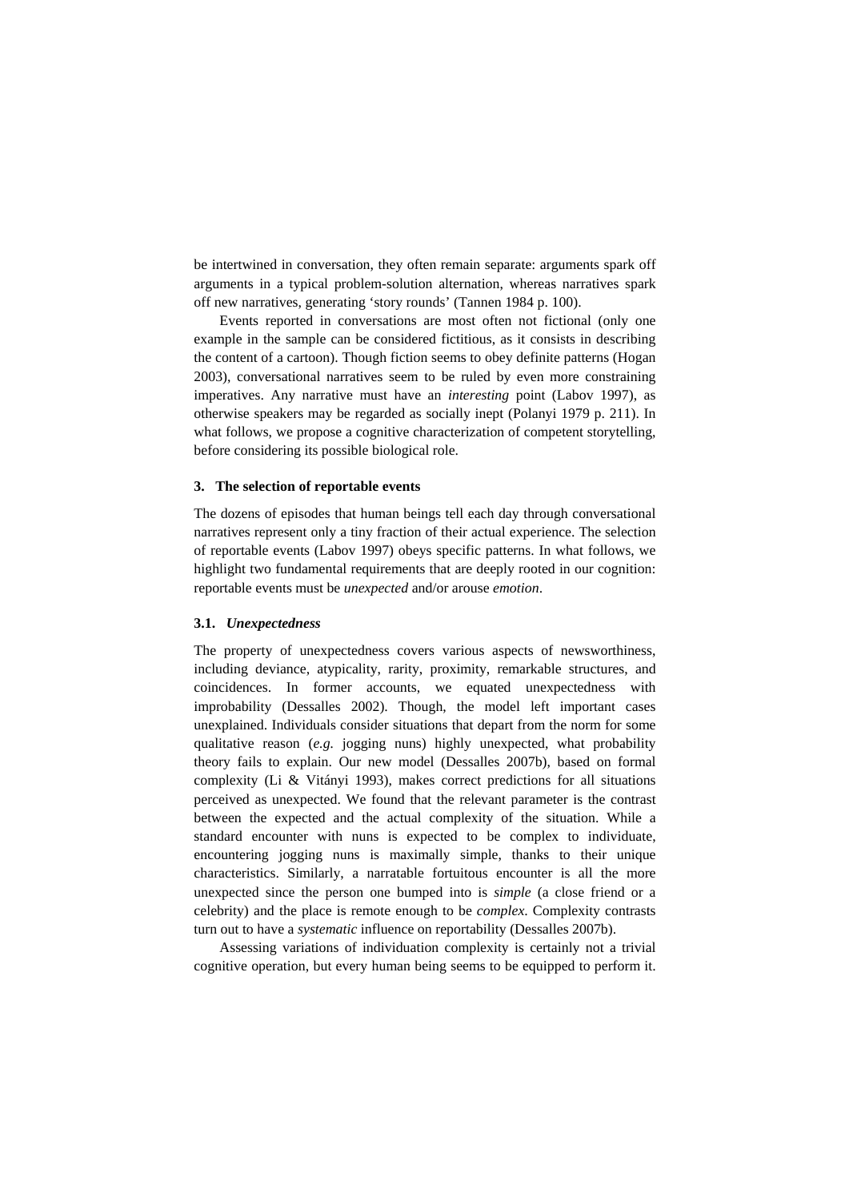be intertwined in conversation, they often remain separate: arguments spark off arguments in a typical problem-solution alternation, whereas narratives spark off new narratives, generating 'story rounds' (Tannen 1984 p. 100).

Events reported in conversations are most often not fictional (only one example in the sample can be considered fictitious, as it consists in describing the content of a cartoon). Though fiction seems to obey definite patterns (Hogan 2003), conversational narratives seem to be ruled by even more constraining imperatives. Any narrative must have an *interesting* point (Labov 1997), as otherwise speakers may be regarded as socially inept (Polanyi 1979 p. 211). In what follows, we propose a cognitive characterization of competent storytelling, before considering its possible biological role.

## 3. The selection of reportable events

The dozens of episodes that human beings tell each day through conversational narratives represent only a tiny fraction of their actual experience. The selection of reportable events (Labov 1997) obeys specific patterns. In what follows, we highlight two fundamental requirements that are deeply rooted in our cognition: reportable events must be *unexpected* and/or arouse *emotion*.

### 3.1. *Unexpectedness*

The property of unexpectedness covers various aspects of newsworthiness, including deviance, atypicality, rarity, proximity, remarkable structures, and coincidences. In former accounts, we equated unexpectedness with improbability (Dessalles 2002). Though, the model left important cases unexplained. Individuals consider situations that depart from the norm for some qualitative reason (*e.g.* jogging nuns) highly unexpected, what probability theory fails to explain. Our new model (Dessalles 2007b), based on formal complexity (Li & Vitányi 1993), makes correct predictions for all situations perceived as unexpected. We found that the relevant parameter is the contrast between the expected and the actual complexity of the situation. While a standard encounter with nuns is expected to be complex to individuate, encountering jogging nuns is maximally simple, thanks to their unique characteristics. Similarly, a narratable fortuitous encounter is all the more unexpected since the person one bumped into is *simple* (a close friend or a celebrity) and the place is remote enough to be *complex*. Complexity contrasts turn out to have a *systematic* influence on reportability (Dessalles 2007b).

Assessing variations of individuation complexity is certainly not a trivial cognitive operation, but every human being seems to be equipped to perform it.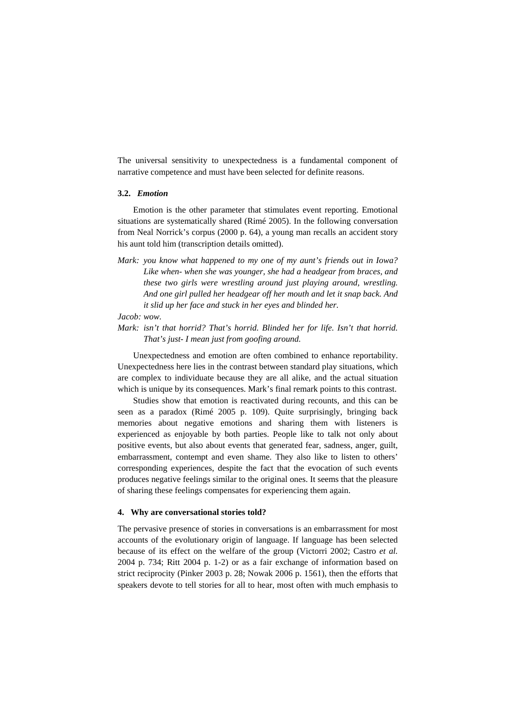The universal sensitivity to unexpectedness is a fundamental component of narrative competence and must have been selected for definite reasons.

### 3.2. *Emotion*

Emotion is the other parameter that stimulates event reporting. Emotional situations are systematically shared (Rimé 2005). In the following conversation from Neal Norrick's corpus (2000 p. 64), a young man recalls an accident story his aunt told him (transcription details omitted).

*Mark: you know what happened to my one of my aunt's friends out in Iowa? Like when- when she was younger, she had a headgear from braces, and these two girls were wrestling around just playing around, wrestling. And one girl pulled her headgear off her mouth and let it snap back. And it slid up her face and stuck in her eyes and blinded her.*

*Jacob: wow.*

*Mark: isn't that horrid? That's horrid. Blinded her for life. Isn't that horrid. That's just- I mean just from goofing around.*

Unexpectedness and emotion are often combined to enhance reportability. Unexpectedness here lies in the contrast between standard play situations, which are complex to individuate because they are all alike, and the actual situation which is unique by its consequences. Mark's final remark points to this contrast.

Studies show that emotion is reactivated during recounts, and this can be seen as a paradox (Rimé 2005 p. 109). Quite surprisingly, bringing back memories about negative emotions and sharing them with listeners is experienced as enjoyable by both parties. People like to talk not only about positive events, but also about events that generated fear, sadness, anger, guilt, embarrassment, contempt and even shame. They also like to listen to others' corresponding experiences, despite the fact that the evocation of such events produces negative feelings similar to the original ones. It seems that the pleasure of sharing these feelings compensates for experiencing them again.

## 4. Why are conversational stories told?

The pervasive presence of stories in conversations is an embarrassment for most accounts of the evolutionary origin of language. If language has been selected because of its effect on the welfare of the group (Victorri 2002; Castro *et al.* 2004 p. 734; Ritt 2004 p. 1-2) or as a fair exchange of information based on strict reciprocity (Pinker 2003 p. 28; Nowak 2006 p. 1561), then the efforts that speakers devote to tell stories for all to hear, most often with much emphasis to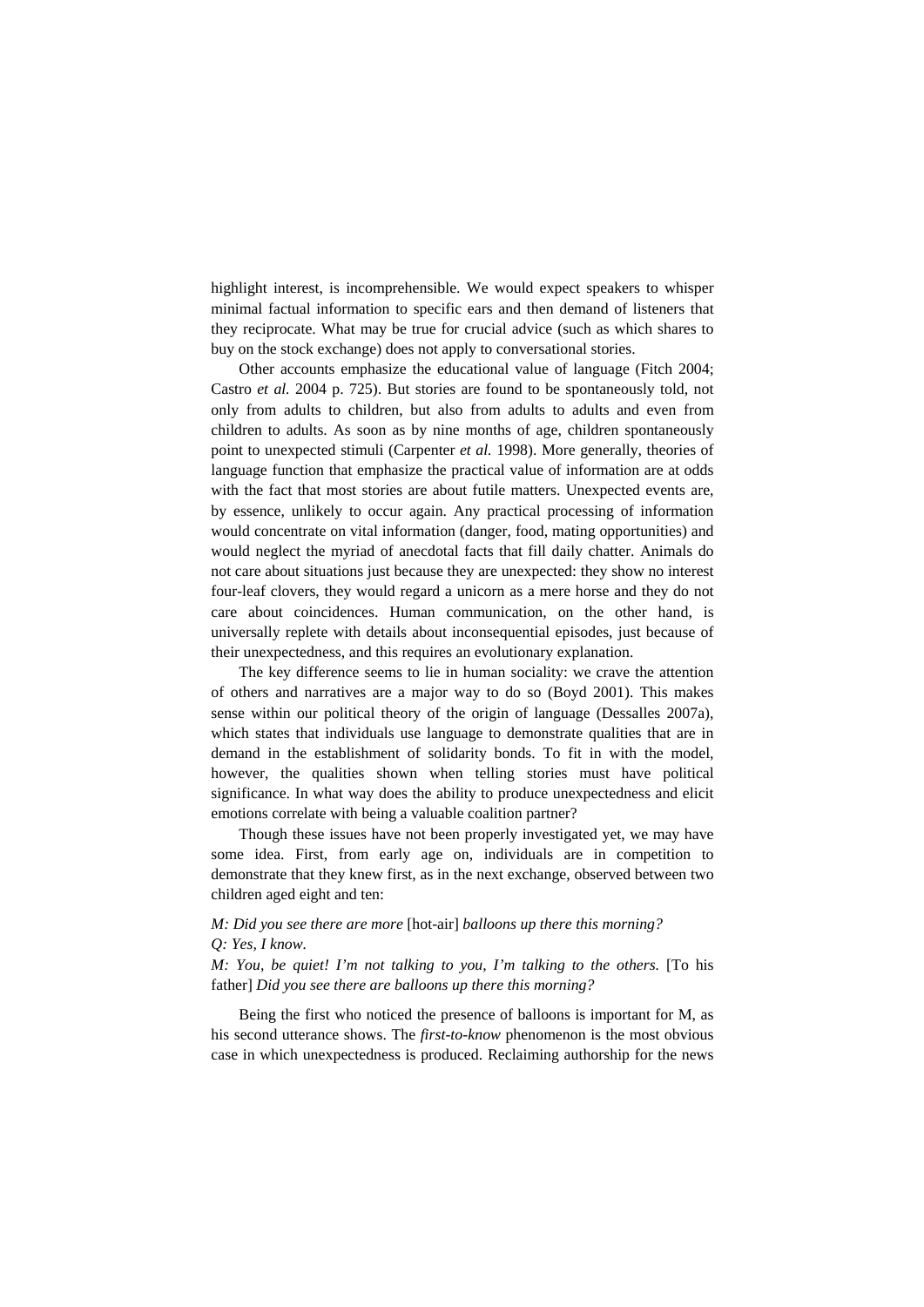highlight interest, is incomprehensible. We would expect speakers to whisper minimal factual information to specific ears and then demand of listeners that they reciprocate. What may be true for crucial advice (such as which shares to buy on the stock exchange) does not apply to conversational stories.

Other accounts emphasize the educational value of language (Fitch 2004; Castro *et al.* 2004 p. 725). But stories are found to be spontaneously told, not only from adults to children, but also from adults to adults and even from children to adults. As soon as by nine months of age, children spontaneously point to unexpected stimuli (Carpenter *et al.* 1998). More generally, theories of language function that emphasize the practical value of information are at odds with the fact that most stories are about futile matters. Unexpected events are, by essence, unlikely to occur again. Any practical processing of information would concentrate on vital information (danger, food, mating opportunities) and would neglect the myriad of anecdotal facts that fill daily chatter. Animals do not care about situations just because they are unexpected: they show no interest four-leaf clovers, they would regard a unicorn as a mere horse and they do not care about coincidences. Human communication, on the other hand, is universally replete with details about inconsequential episodes, just because of their unexpectedness, and this requires an evolutionary explanation.

The key difference seems to lie in human sociality: we crave the attention of others and narratives are a major way to do so (Boyd 2001). This makes sense within our political theory of the origin of language (Dessalles 2007a), which states that individuals use language to demonstrate qualities that are in demand in the establishment of solidarity bonds. To fit in with the model, however, the qualities shown when telling stories must have political significance. In what way does the ability to produce unexpectedness and elicit emotions correlate with being a valuable coalition partner?

Though these issues have not been properly investigated yet, we may have some idea. First, from early age on, individuals are in competition to demonstrate that they knew first, as in the next exchange, observed between two children aged eight and ten:

*M: Did you see there are more* [hot-air] *balloons up there this morning?*
*Q: Yes, I know.*
*M: You, be quiet! I'm not talking to you, I'm talking to the others.* [To his father] *Did you see there are balloons up there this morning?*

Being the first who noticed the presence of balloons is important for M, as his second utterance shows. The *first-to-know* phenomenon is the most obvious case in which unexpectedness is produced. Reclaiming authorship for the news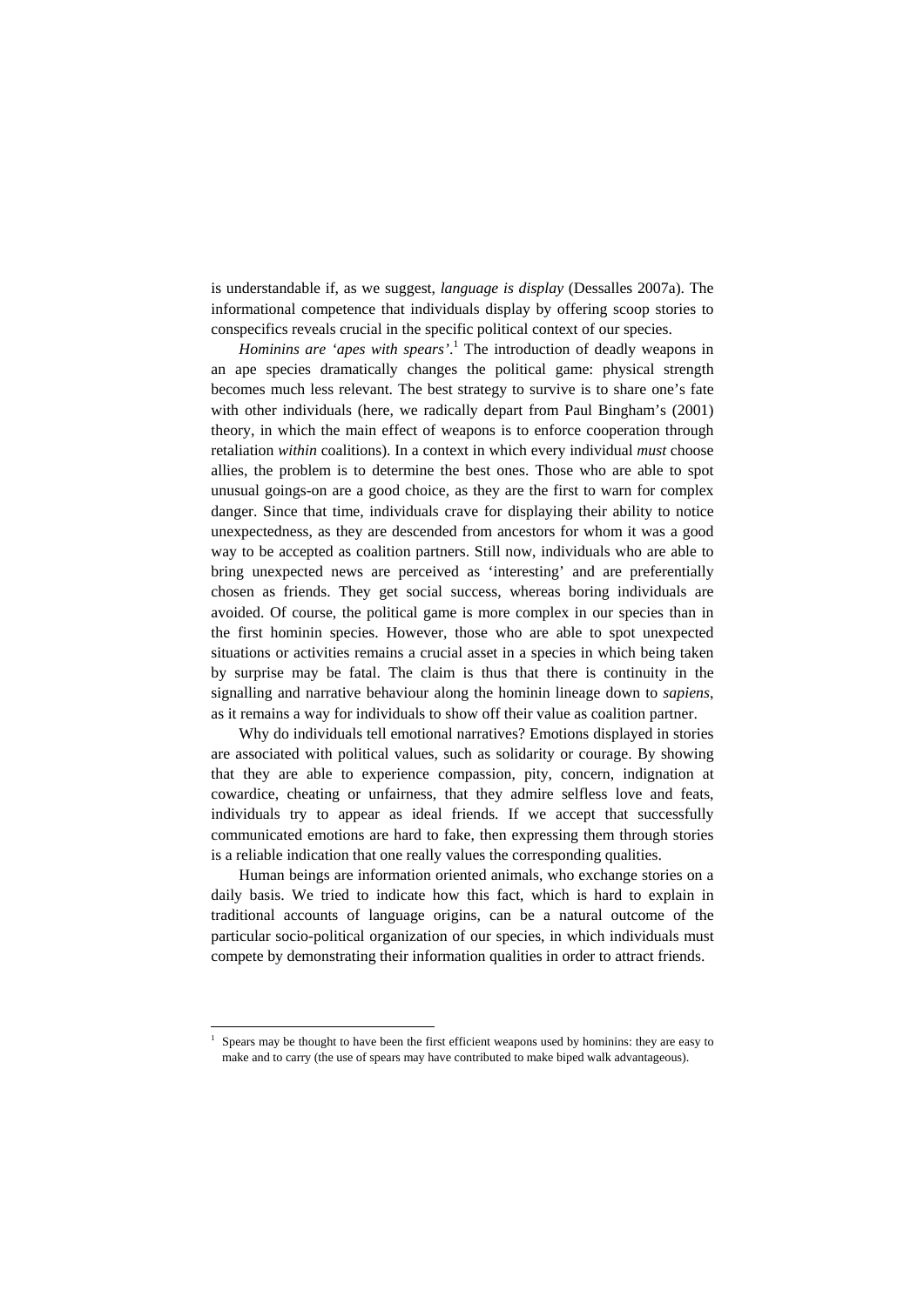is understandable if, as we suggest, *language is display* (Dessalles 2007a). The informational competence that individuals display by offering scoop stories to conspecifics reveals crucial in the specific political context of our species.

*Hominins are 'apes with spears'*.[1] The introduction of deadly weapons in an ape species dramatically changes the political game: physical strength becomes much less relevant. The best strategy to survive is to share one's fate with other individuals (here, we radically depart from Paul Bingham's (2001) theory, in which the main effect of weapons is to enforce cooperation through retaliation *within* coalitions). In a context in which every individual *must* choose allies, the problem is to determine the best ones. Those who are able to spot unusual goings-on are a good choice, as they are the first to warn for complex danger. Since that time, individuals crave for displaying their ability to notice unexpectedness, as they are descended from ancestors for whom it was a good way to be accepted as coalition partners. Still now, individuals who are able to bring unexpected news are perceived as 'interesting' and are preferentially chosen as friends. They get social success, whereas boring individuals are avoided. Of course, the political game is more complex in our species than in the first hominin species. However, those who are able to spot unexpected situations or activities remains a crucial asset in a species in which being taken by surprise may be fatal. The claim is thus that there is continuity in the signalling and narrative behaviour along the hominin lineage down to *sapiens*, as it remains a way for individuals to show off their value as coalition partner.

Why do individuals tell emotional narratives? Emotions displayed in stories are associated with political values, such as solidarity or courage. By showing that they are able to experience compassion, pity, concern, indignation at cowardice, cheating or unfairness, that they admire selfless love and feats, individuals try to appear as ideal friends. If we accept that successfully communicated emotions are hard to fake, then expressing them through stories is a reliable indication that one really values the corresponding qualities.

Human beings are information oriented animals, who exchange stories on a daily basis. We tried to indicate how this fact, which is hard to explain in traditional accounts of language origins, can be a natural outcome of the particular socio-political organization of our species, in which individuals must compete by demonstrating their information qualities in order to attract friends.

---

[1] Spears may be thought to have been the first efficient weapons used by hominins: they are easy to make and to carry (the use of spears may have contributed to make biped walk advantageous).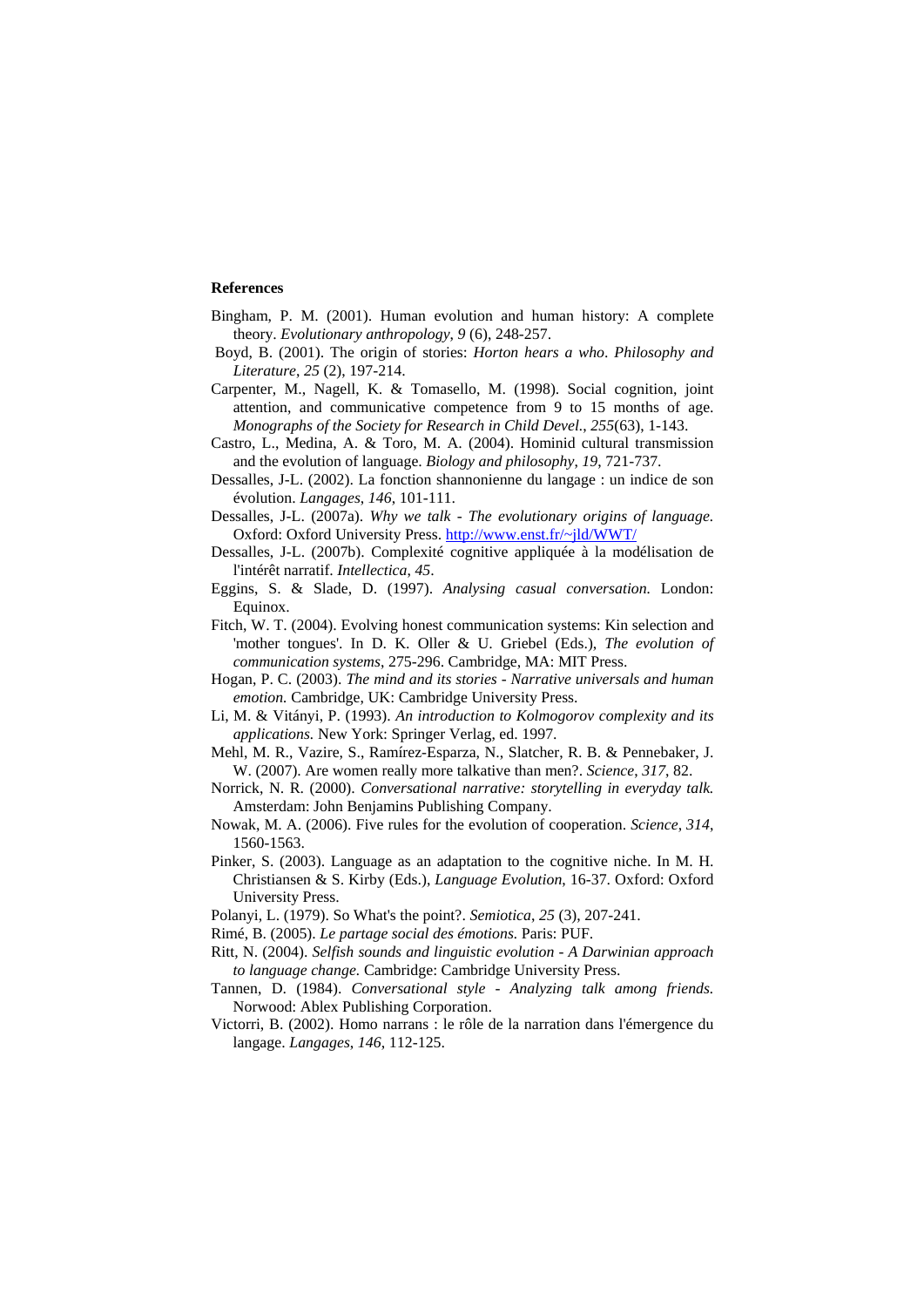**References**

Bingham, P. M. (2001). Human evolution and human history: A complete theory. *Evolutionary anthropology*, *9* (6), 248-257.

Boyd, B. (2001). The origin of stories: *Horton hears a who*. *Philosophy and Literature*, *25* (2), 197-214.

Carpenter, M., Nagell, K. & Tomasello, M. (1998). Social cognition, joint attention, and communicative competence from 9 to 15 months of age. *Monographs of the Society for Research in Child Devel.*, *255*(63), 1-143.

Castro, L., Medina, A. & Toro, M. A. (2004). Hominid cultural transmission and the evolution of language. *Biology and philosophy*, *19*, 721-737.

Dessalles, J-L. (2002). La fonction shannonienne du langage : un indice de son évolution. *Langages*, *146*, 101-111.

Dessalles, J-L. (2007a). *Why we talk - The evolutionary origins of language.* Oxford: Oxford University Press. http://www.enst.fr/~jld/WWT/

Dessalles, J-L. (2007b). Complexité cognitive appliquée à la modélisation de l'intérêt narratif. *Intellectica*, *45*.

Eggins, S. & Slade, D. (1997). *Analysing casual conversation.* London: Equinox.

Fitch, W. T. (2004). Evolving honest communication systems: Kin selection and 'mother tongues'. In D. K. Oller & U. Griebel (Eds.), *The evolution of communication systems*, 275-296. Cambridge, MA: MIT Press.

Hogan, P. C. (2003). *The mind and its stories - Narrative universals and human emotion.* Cambridge, UK: Cambridge University Press.

Li, M. & Vitányi, P. (1993). *An introduction to Kolmogorov complexity and its applications.* New York: Springer Verlag, ed. 1997.

Mehl, M. R., Vazire, S., Ramírez-Esparza, N., Slatcher, R. B. & Pennebaker, J. W. (2007). Are women really more talkative than men?. *Science*, *317*, 82.

Norrick, N. R. (2000). *Conversational narrative: storytelling in everyday talk.* Amsterdam: John Benjamins Publishing Company.

Nowak, M. A. (2006). Five rules for the evolution of cooperation. *Science*, *314*, 1560-1563.

Pinker, S. (2003). Language as an adaptation to the cognitive niche. In M. H. Christiansen & S. Kirby (Eds.), *Language Evolution*, 16-37. Oxford: Oxford University Press.

Polanyi, L. (1979). So What's the point?. *Semiotica*, *25* (3), 207-241.

Rimé, B. (2005). *Le partage social des émotions.* Paris: PUF.

Ritt, N. (2004). *Selfish sounds and linguistic evolution - A Darwinian approach to language change.* Cambridge: Cambridge University Press.

Tannen, D. (1984). *Conversational style - Analyzing talk among friends.* Norwood: Ablex Publishing Corporation.

Victorri, B. (2002). Homo narrans : le rôle de la narration dans l'émergence du langage. *Langages*, *146*, 112-125.